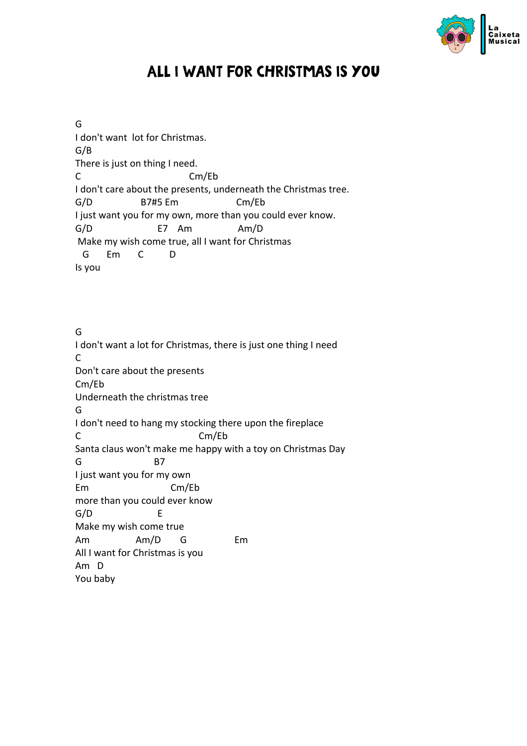# ALL I WANT FOR CHRISTMAS IS YOU

```
G
I don't want  lot for Christmas.
G/B
There is just on thing I need.
C                                  Cm/Eb
I don't care about the presents, underneath the Christmas tree.
G/D                B7#5 Em                 Cm/Eb
I just want you for my own, more than you could ever know.
G/D                    E7    Am              Am/D
 Make my wish come true, all I want for Christmas
  G      Em      C        D
Is you
```

```
G
I don't want a lot for Christmas, there is just one thing I need
C
Don't care about the presents
Cm/Eb
Underneath the christmas tree
G
I don't need to hang my stocking there upon the fireplace
C                                    Cm/Eb
Santa claus won't make me happy with a toy on Christmas Day
G                    B7
I just want you for my own
Em                         Cm/Eb
more than you could ever know
G/D                    E
Make my wish come true
Am              Am/D       G               Em
All I want for Christmas is you
Am   D
You baby
```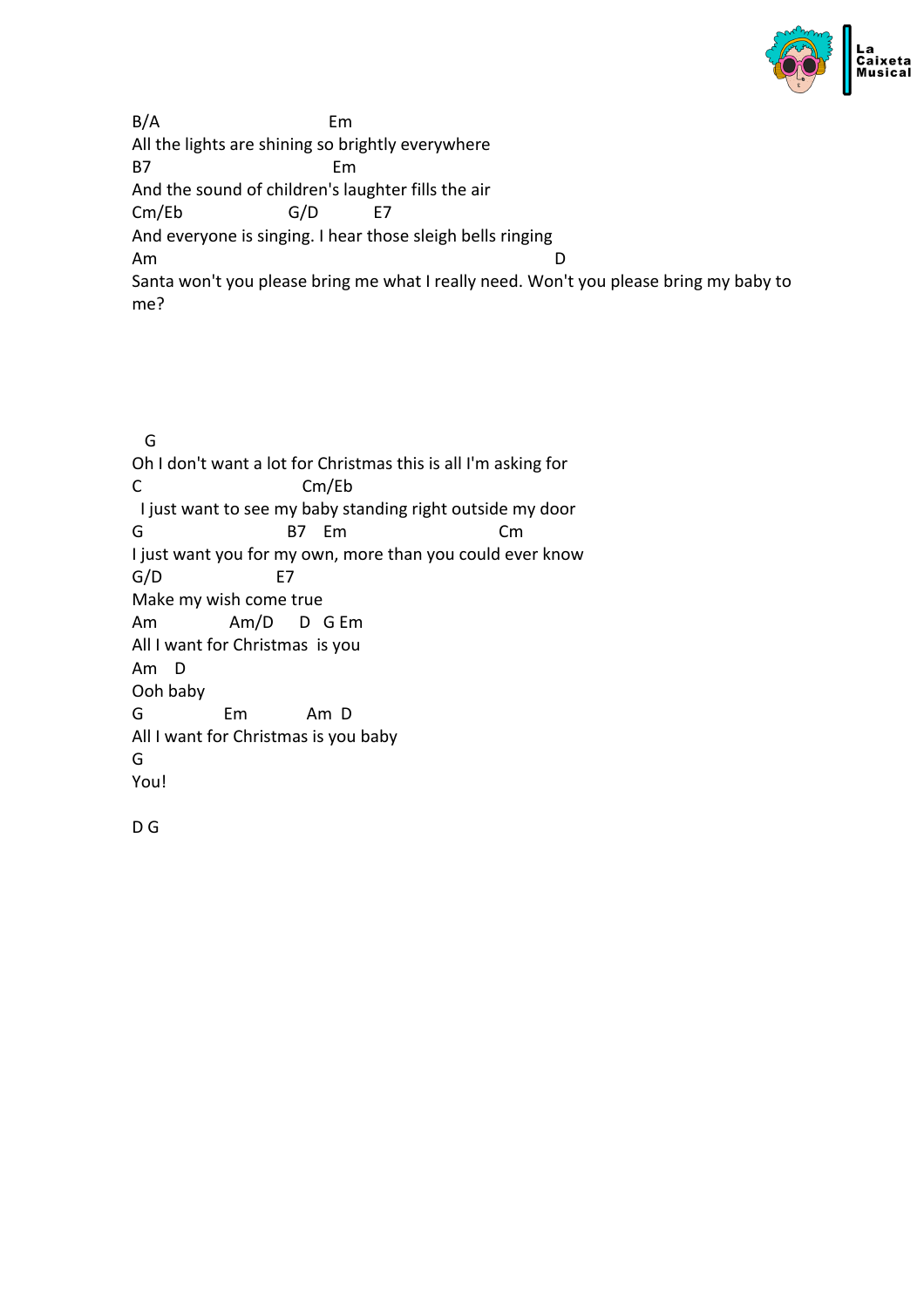```
B/A                          Em
All the lights are shining so brightly everywhere
B7                            Em
And the sound of children's laughter fills the air
Cm/Eb                G/D         E7
And everyone is singing. I hear those sleigh bells ringing
Am                                                          D
Santa won't you please bring me what I really need. Won't you please bring my baby to
me?
```

```
  G
Oh I don't want a lot for Christmas this is all I'm asking for
C                          Cm/Eb
 I just want to see my baby standing right outside my door
G                      B7   Em                         Cm
I just want you for my own, more than you could ever know
G/D                  E7
Make my wish come true
Am             Am/D     D  G Em
All I want for Christmas  is you
Am   D
Ooh baby
G             Em          Am  D
All I want for Christmas is you baby
G
You!

D G
```